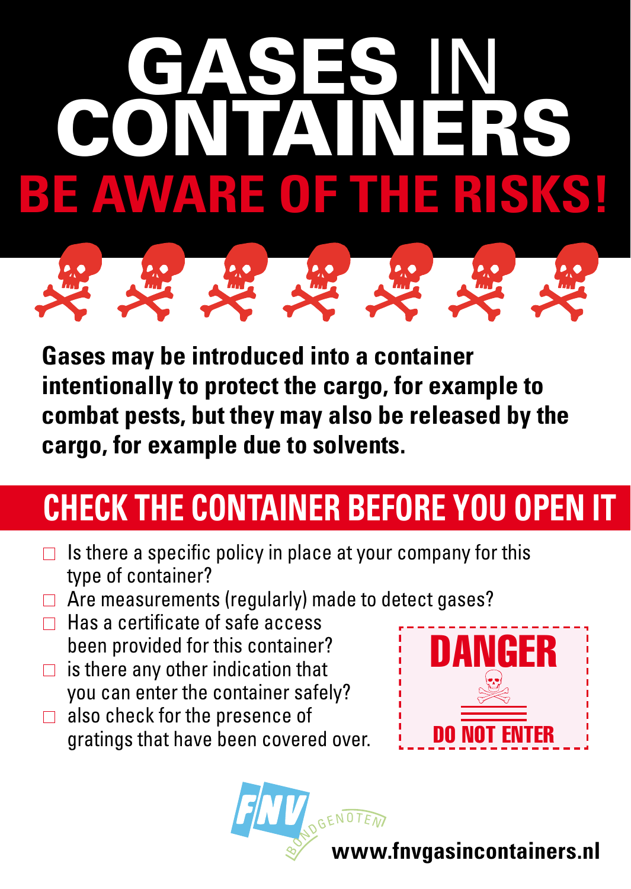# GASES IN CONTAINERS

## BE AWARE OF THE RISKS!

**Gases may be introduced into a container intentionally to protect the cargo, for example to combat pests, but they may also be released by the cargo, for example due to solvents.**

## CHECK THE CONTAINER BEFORE YOU OPEN IT

- ☐ Is there a specific policy in place at your company for this type of container?
- ☐ Are measurements (regularly) made to detect gases?
- ☐ Has a certificate of safe access been provided for this container?
- ☐ is there any other indication that you can enter the container safely?
- ☐ also check for the presence of gratings that have been covered over.

DANGER

DO NOT ENTER

FNV BONDGENOTEN

www.fnvgasincontainers.nl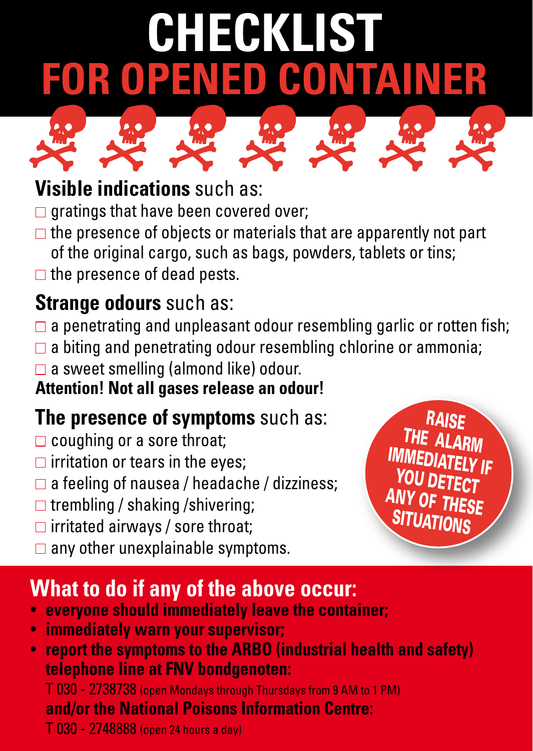# CHECKLIST FOR OPENED CONTAINER

**Visible indications** such as:

- ☐ gratings that have been covered over;
- ☐ the presence of objects or materials that are apparently not part of the original cargo, such as bags, powders, tablets or tins;
- ☐ the presence of dead pests.

**Strange odours** such as:

- ☐ a penetrating and unpleasant odour resembling garlic or rotten fish;
- ☐ a biting and penetrating odour resembling chlorine or ammonia;
- ☐ a sweet smelling (almond like) odour.

**Attention! Not all gases release an odour!**

**The presence of symptoms** such as:

- ☐ coughing or a sore throat;
- ☐ irritation or tears in the eyes;
- ☐ a feeling of nausea / headache / dizziness;
- ☐ trembling / shaking /shivering;
- ☐ irritated airways / sore throat;
- ☐ any other unexplainable symptoms.

**RAISE THE ALARM IMMEDIATELY IF YOU DETECT ANY OF THESE SITUATIONS**

## What to do if any of the above occur:

- **everyone should immediately leave the container;**
- **immediately warn your supervisor;**
- **report the symptoms to the ARBO (industrial health and safety) telephone line at FNV bondgenoten:**

  T 030 - 2738738 (open Mondays through Thursdays from 9 AM to 1 PM)

  **and/or the National Poisons Information Centre:**

  T 030 - 2748888 (open 24 hours a day)